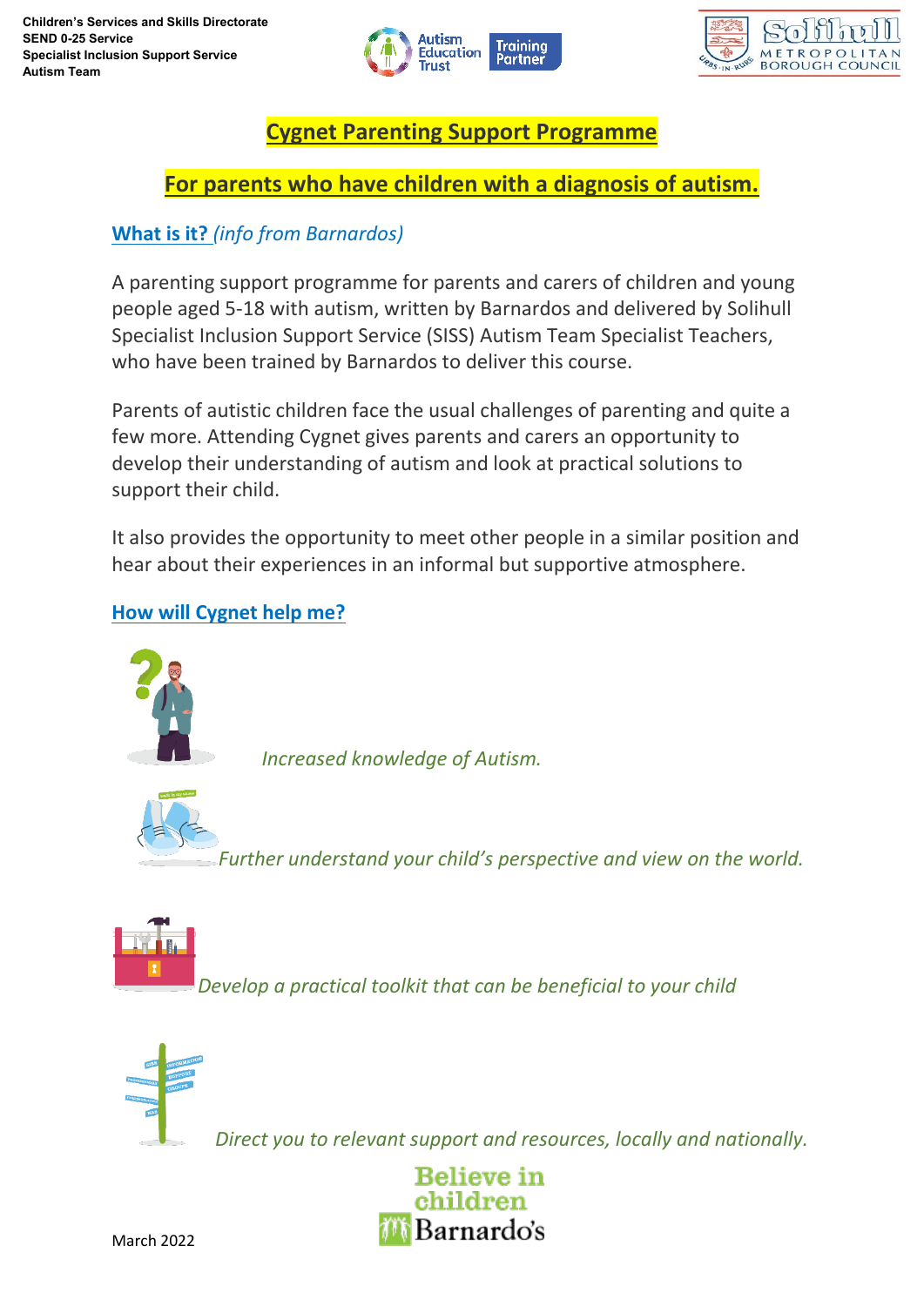**Children's Services and Skills Directorate**
**SEND 0-25 Service**
**Specialist Inclusion Support Service**
**Autism Team**

# Cygnet Parenting Support Programme

## For parents who have children with a diagnosis of autism.

### What is it? *(info from Barnardos)*

A parenting support programme for parents and carers of children and young people aged 5-18 with autism, written by Barnardos and delivered by Solihull Specialist Inclusion Support Service (SISS) Autism Team Specialist Teachers, who have been trained by Barnardos to deliver this course.

Parents of autistic children face the usual challenges of parenting and quite a few more. Attending Cygnet gives parents and carers an opportunity to develop their understanding of autism and look at practical solutions to support their child.

It also provides the opportunity to meet other people in a similar position and hear about their experiences in an informal but supportive atmosphere.

### How will Cygnet help me?

*Increased knowledge of Autism.*

*Further understand your child's perspective and view on the world.*

*Develop a practical toolkit that can be beneficial to your child*

*Direct you to relevant support and resources, locally and nationally.*

March 2022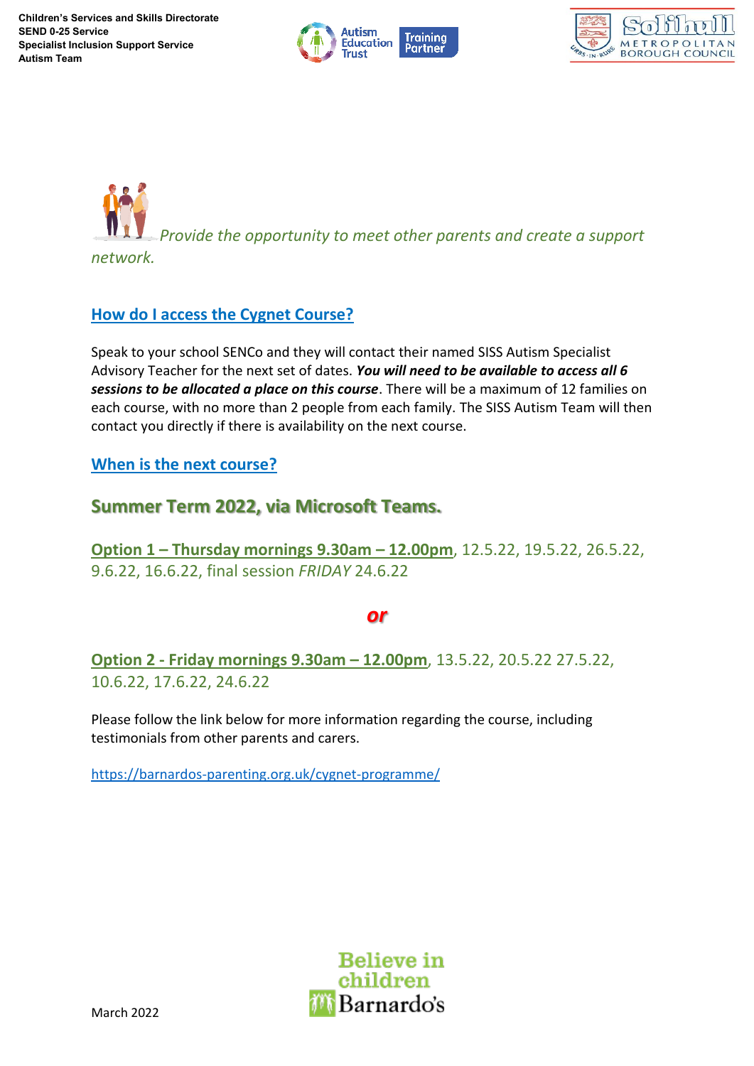*Provide the opportunity to meet other parents and create a support network.*

## How do I access the Cygnet Course?

Speak to your school SENCo and they will contact their named SISS Autism Specialist Advisory Teacher for the next set of dates. ***You will need to be available to access all 6 sessions to be allocated a place on this course***. There will be a maximum of 12 families on each course, with no more than 2 people from each family. The SISS Autism Team will then contact you directly if there is availability on the next course.

## When is the next course?

## Summer Term 2022, via Microsoft Teams.

**Option 1 – Thursday mornings 9.30am – 12.00pm**, 12.5.22, 19.5.22, 26.5.22, 9.6.22, 16.6.22, final session *FRIDAY* 24.6.22

***or***

**Option 2 - Friday mornings 9.30am – 12.00pm**, 13.5.22, 20.5.22 27.5.22, 10.6.22, 17.6.22, 24.6.22

Please follow the link below for more information regarding the course, including testimonials from other parents and carers.

https://barnardos-parenting.org.uk/cygnet-programme/

March 2022